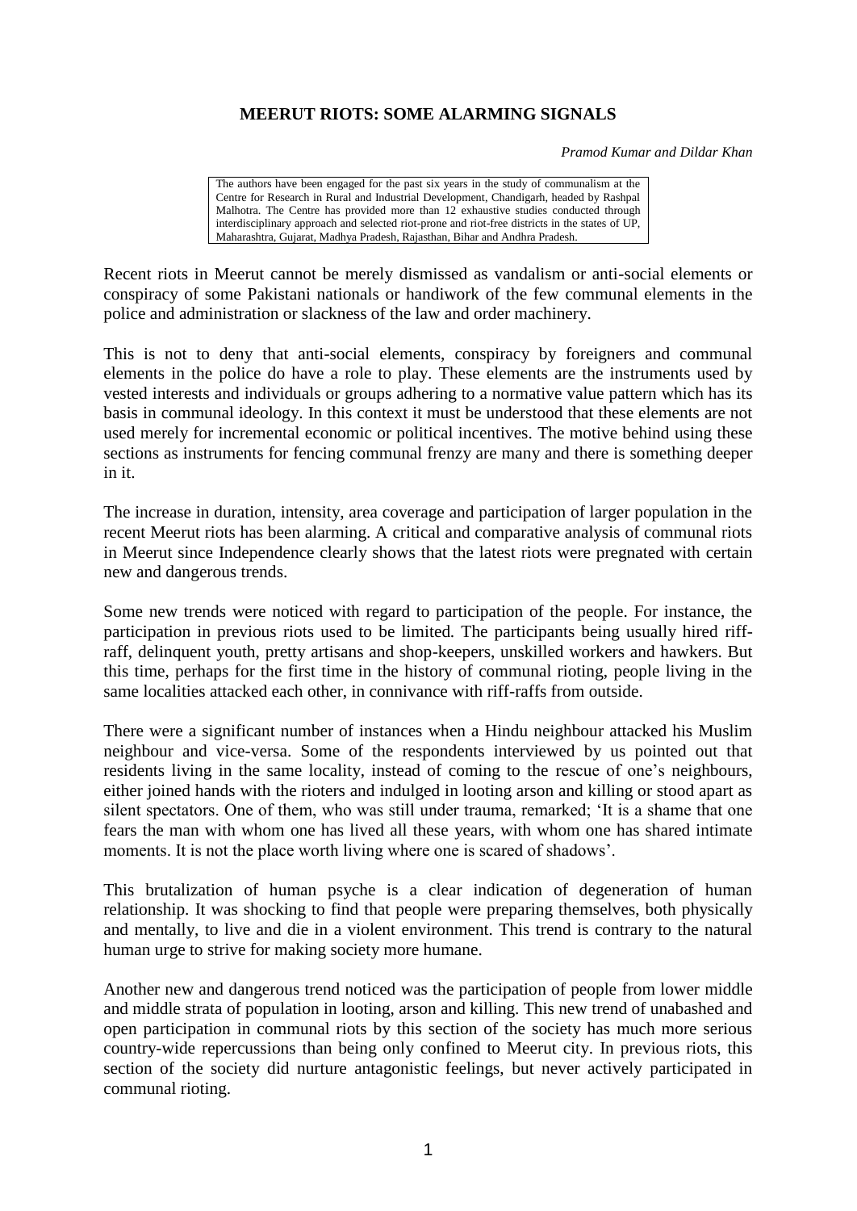# MEERUT RIOTS: SOME ALARMING SIGNALS

*Pramod Kumar and Dildar Khan*

> The authors have been engaged for the past six years in the study of communalism at the Centre for Research in Rural and Industrial Development, Chandigarh, headed by Rashpal Malhotra. The Centre has provided more than 12 exhaustive studies conducted through interdisciplinary approach and selected riot-prone and riot-free districts in the states of UP, Maharashtra, Gujarat, Madhya Pradesh, Rajasthan, Bihar and Andhra Pradesh.

Recent riots in Meerut cannot be merely dismissed as vandalism or anti-social elements or conspiracy of some Pakistani nationals or handiwork of the few communal elements in the police and administration or slackness of the law and order machinery.

This is not to deny that anti-social elements, conspiracy by foreigners and communal elements in the police do have a role to play. These elements are the instruments used by vested interests and individuals or groups adhering to a normative value pattern which has its basis in communal ideology. In this context it must be understood that these elements are not used merely for incremental economic or political incentives. The motive behind using these sections as instruments for fencing communal frenzy are many and there is something deeper in it.

The increase in duration, intensity, area coverage and participation of larger population in the recent Meerut riots has been alarming. A critical and comparative analysis of communal riots in Meerut since Independence clearly shows that the latest riots were pregnated with certain new and dangerous trends.

Some new trends were noticed with regard to participation of the people. For instance, the participation in previous riots used to be limited. The participants being usually hired riff-raff, delinquent youth, pretty artisans and shop-keepers, unskilled workers and hawkers. But this time, perhaps for the first time in the history of communal rioting, people living in the same localities attacked each other, in connivance with riff-raffs from outside.

There were a significant number of instances when a Hindu neighbour attacked his Muslim neighbour and vice-versa. Some of the respondents interviewed by us pointed out that residents living in the same locality, instead of coming to the rescue of one's neighbours, either joined hands with the rioters and indulged in looting arson and killing or stood apart as silent spectators. One of them, who was still under trauma, remarked; 'It is a shame that one fears the man with whom one has lived all these years, with whom one has shared intimate moments. It is not the place worth living where one is scared of shadows'.

This brutalization of human psyche is a clear indication of degeneration of human relationship. It was shocking to find that people were preparing themselves, both physically and mentally, to live and die in a violent environment. This trend is contrary to the natural human urge to strive for making society more humane.

Another new and dangerous trend noticed was the participation of people from lower middle and middle strata of population in looting, arson and killing. This new trend of unabashed and open participation in communal riots by this section of the society has much more serious country-wide repercussions than being only confined to Meerut city. In previous riots, this section of the society did nurture antagonistic feelings, but never actively participated in communal rioting.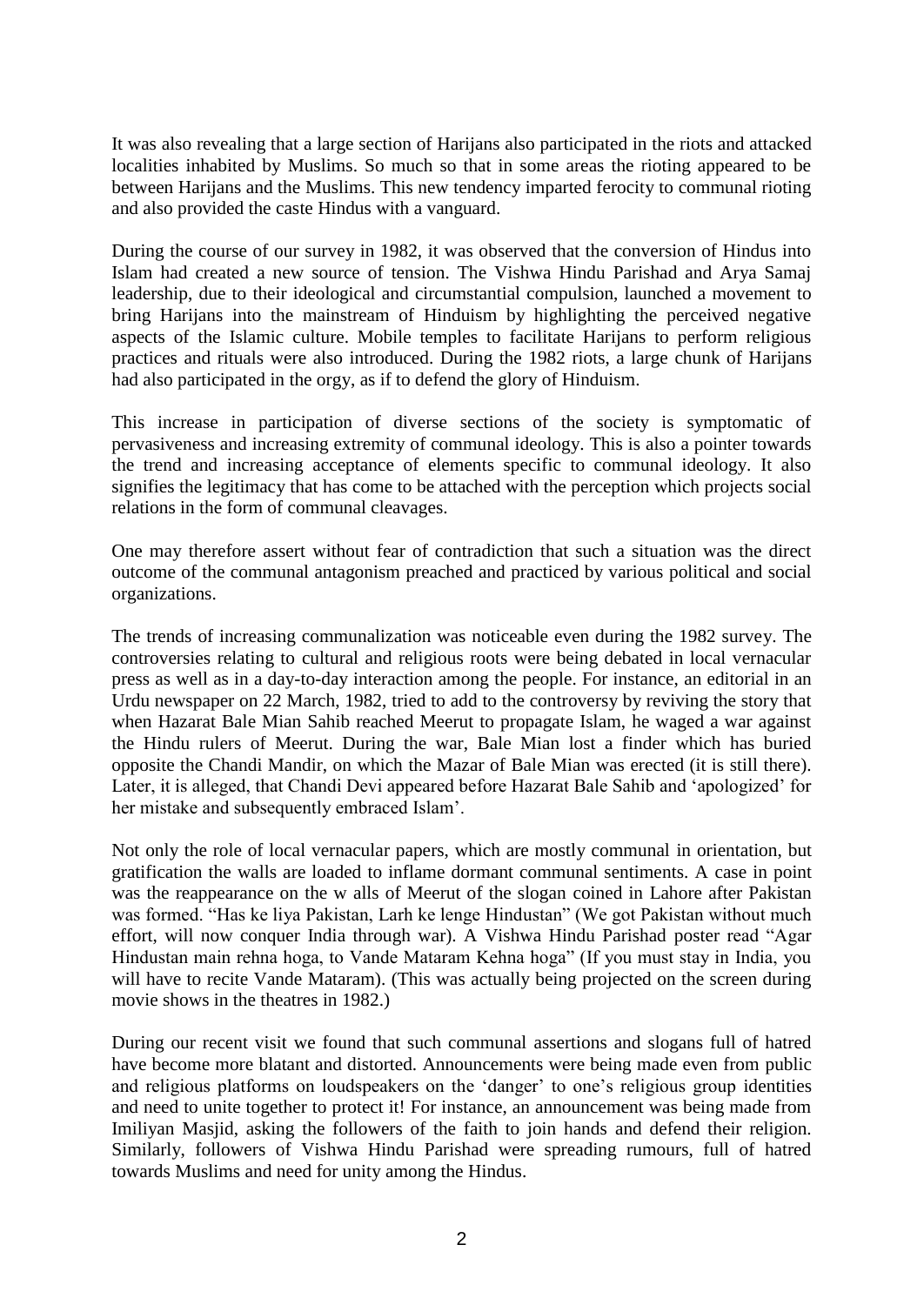It was also revealing that a large section of Harijans also participated in the riots and attacked localities inhabited by Muslims. So much so that in some areas the rioting appeared to be between Harijans and the Muslims. This new tendency imparted ferocity to communal rioting and also provided the caste Hindus with a vanguard.

During the course of our survey in 1982, it was observed that the conversion of Hindus into Islam had created a new source of tension. The Vishwa Hindu Parishad and Arya Samaj leadership, due to their ideological and circumstantial compulsion, launched a movement to bring Harijans into the mainstream of Hinduism by highlighting the perceived negative aspects of the Islamic culture. Mobile temples to facilitate Harijans to perform religious practices and rituals were also introduced. During the 1982 riots, a large chunk of Harijans had also participated in the orgy, as if to defend the glory of Hinduism.

This increase in participation of diverse sections of the society is symptomatic of pervasiveness and increasing extremity of communal ideology. This is also a pointer towards the trend and increasing acceptance of elements specific to communal ideology. It also signifies the legitimacy that has come to be attached with the perception which projects social relations in the form of communal cleavages.

One may therefore assert without fear of contradiction that such a situation was the direct outcome of the communal antagonism preached and practiced by various political and social organizations.

The trends of increasing communalization was noticeable even during the 1982 survey. The controversies relating to cultural and religious roots were being debated in local vernacular press as well as in a day-to-day interaction among the people. For instance, an editorial in an Urdu newspaper on 22 March, 1982, tried to add to the controversy by reviving the story that when Hazarat Bale Mian Sahib reached Meerut to propagate Islam, he waged a war against the Hindu rulers of Meerut. During the war, Bale Mian lost a finder which has buried opposite the Chandi Mandir, on which the Mazar of Bale Mian was erected (it is still there). Later, it is alleged, that Chandi Devi appeared before Hazarat Bale Sahib and 'apologized' for her mistake and subsequently embraced Islam'.

Not only the role of local vernacular papers, which are mostly communal in orientation, but gratification the walls are loaded to inflame dormant communal sentiments. A case in point was the reappearance on the w alls of Meerut of the slogan coined in Lahore after Pakistan was formed. "Has ke liya Pakistan, Larh ke lenge Hindustan" (We got Pakistan without much effort, will now conquer India through war). A Vishwa Hindu Parishad poster read "Agar Hindustan main rehna hoga, to Vande Mataram Kehna hoga" (If you must stay in India, you will have to recite Vande Mataram). (This was actually being projected on the screen during movie shows in the theatres in 1982.)

During our recent visit we found that such communal assertions and slogans full of hatred have become more blatant and distorted. Announcements were being made even from public and religious platforms on loudspeakers on the 'danger' to one's religious group identities and need to unite together to protect it! For instance, an announcement was being made from Imiliyan Masjid, asking the followers of the faith to join hands and defend their religion. Similarly, followers of Vishwa Hindu Parishad were spreading rumours, full of hatred towards Muslims and need for unity among the Hindus.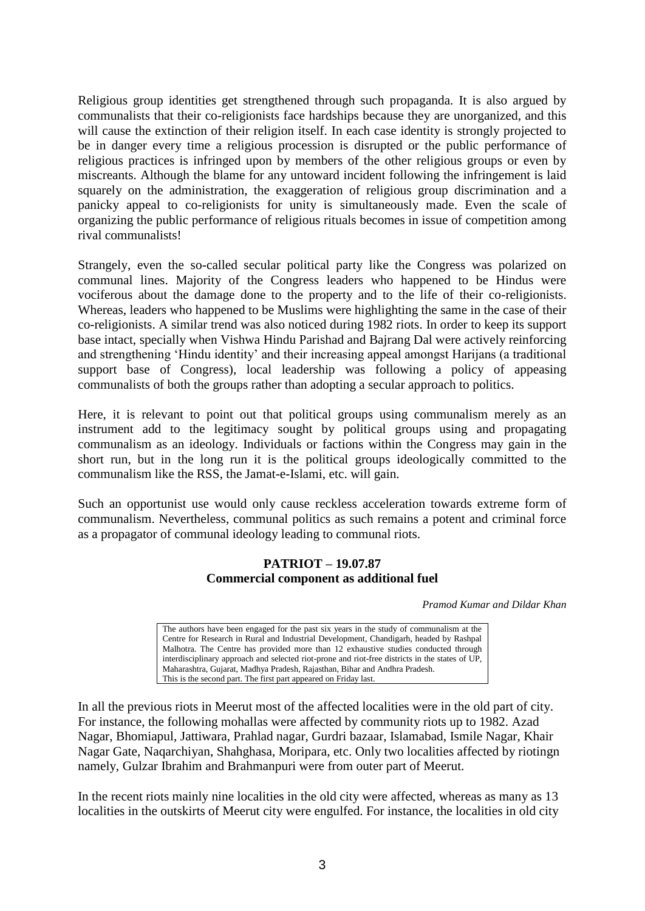Religious group identities get strengthened through such propaganda. It is also argued by communalists that their co-religionists face hardships because they are unorganized, and this will cause the extinction of their religion itself. In each case identity is strongly projected to be in danger every time a religious procession is disrupted or the public performance of religious practices is infringed upon by members of the other religious groups or even by miscreants. Although the blame for any untoward incident following the infringement is laid squarely on the administration, the exaggeration of religious group discrimination and a panicky appeal to co-religionists for unity is simultaneously made. Even the scale of organizing the public performance of religious rituals becomes in issue of competition among rival communalists!

Strangely, even the so-called secular political party like the Congress was polarized on communal lines. Majority of the Congress leaders who happened to be Hindus were vociferous about the damage done to the property and to the life of their co-religionists. Whereas, leaders who happened to be Muslims were highlighting the same in the case of their co-religionists. A similar trend was also noticed during 1982 riots. In order to keep its support base intact, specially when Vishwa Hindu Parishad and Bajrang Dal were actively reinforcing and strengthening 'Hindu identity' and their increasing appeal amongst Harijans (a traditional support base of Congress), local leadership was following a policy of appeasing communalists of both the groups rather than adopting a secular approach to politics.

Here, it is relevant to point out that political groups using communalism merely as an instrument add to the legitimacy sought by political groups using and propagating communalism as an ideology. Individuals or factions within the Congress may gain in the short run, but in the long run it is the political groups ideologically committed to the communalism like the RSS, the Jamat-e-Islami, etc. will gain.

Such an opportunist use would only cause reckless acceleration towards extreme form of communalism. Nevertheless, communal politics as such remains a potent and criminal force as a propagator of communal ideology leading to communal riots.

## PATRIOT – 19.07.87
## Commercial component as additional fuel

*Pramod Kumar and Dildar Khan*

> The authors have been engaged for the past six years in the study of communalism at the Centre for Research in Rural and Industrial Development, Chandigarh, headed by Rashpal Malhotra. The Centre has provided more than 12 exhaustive studies conducted through interdisciplinary approach and selected riot-prone and riot-free districts in the states of UP, Maharashtra, Gujarat, Madhya Pradesh, Rajasthan, Bihar and Andhra Pradesh.
> This is the second part. The first part appeared on Friday last.

In all the previous riots in Meerut most of the affected localities were in the old part of city. For instance, the following mohallas were affected by community riots up to 1982. Azad Nagar, Bhomiapul, Jattiwara, Prahlad nagar, Gurdri bazaar, Islamabad, Ismile Nagar, Khair Nagar Gate, Naqarchiyan, Shahghasa, Moripara, etc. Only two localities affected by riotingn namely, Gulzar Ibrahim and Brahmanpuri were from outer part of Meerut.

In the recent riots mainly nine localities in the old city were affected, whereas as many as 13 localities in the outskirts of Meerut city were engulfed. For instance, the localities in old city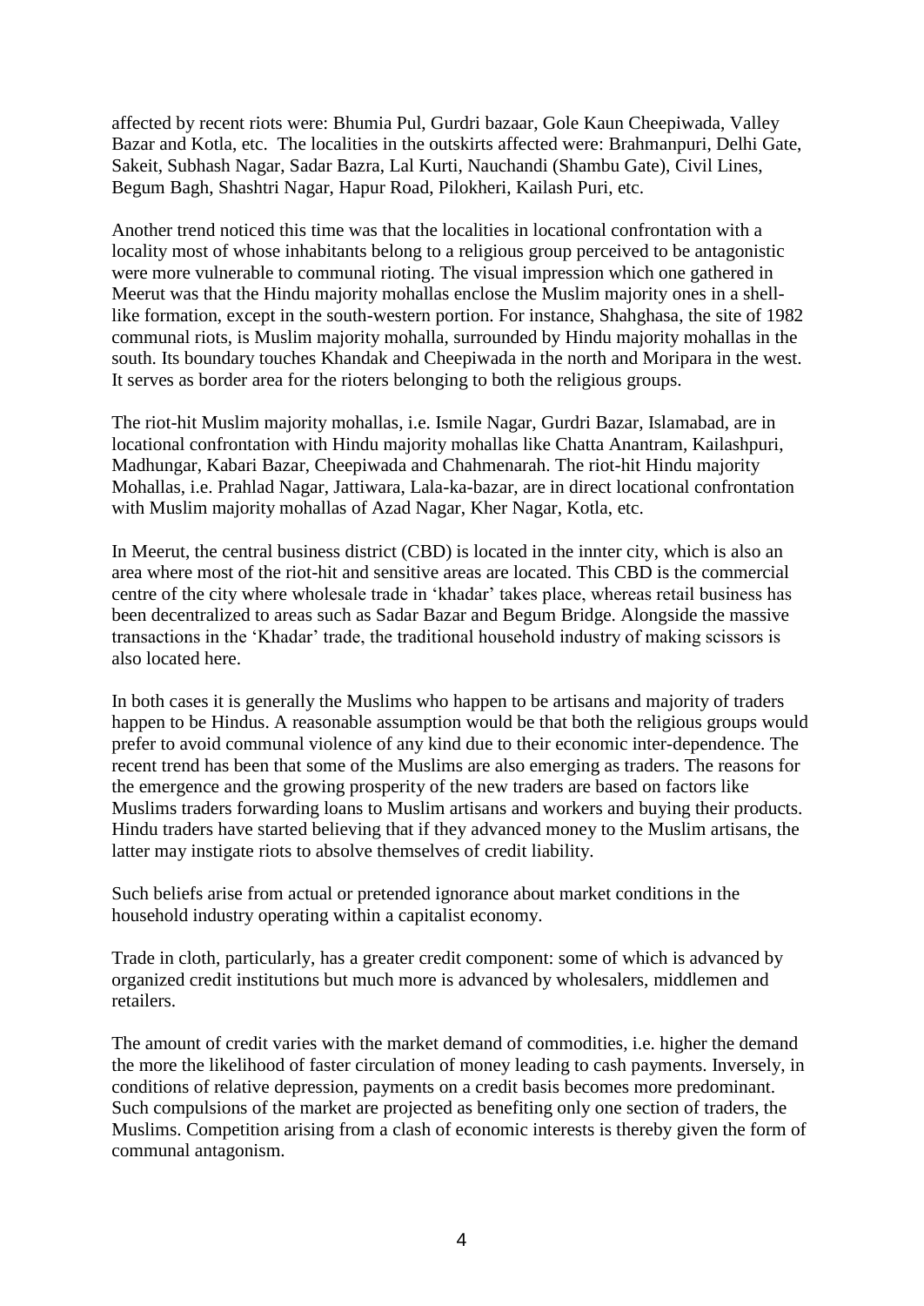affected by recent riots were: Bhumia Pul, Gurdri bazaar, Gole Kaun Cheepiwada, Valley Bazar and Kotla, etc. The localities in the outskirts affected were: Brahmanpuri, Delhi Gate, Sakeit, Subhash Nagar, Sadar Bazra, Lal Kurti, Nauchandi (Shambu Gate), Civil Lines, Begum Bagh, Shashtri Nagar, Hapur Road, Pilokheri, Kailash Puri, etc.

Another trend noticed this time was that the localities in locational confrontation with a locality most of whose inhabitants belong to a religious group perceived to be antagonistic were more vulnerable to communal rioting. The visual impression which one gathered in Meerut was that the Hindu majority mohallas enclose the Muslim majority ones in a shell-like formation, except in the south-western portion. For instance, Shahghasa, the site of 1982 communal riots, is Muslim majority mohalla, surrounded by Hindu majority mohallas in the south. Its boundary touches Khandak and Cheepiwada in the north and Moripara in the west. It serves as border area for the rioters belonging to both the religious groups.

The riot-hit Muslim majority mohallas, i.e. Ismile Nagar, Gurdri Bazar, Islamabad, are in locational confrontation with Hindu majority mohallas like Chatta Anantram, Kailashpuri, Madhungar, Kabari Bazar, Cheepiwada and Chahmenarah. The riot-hit Hindu majority Mohallas, i.e. Prahlad Nagar, Jattiwara, Lala-ka-bazar, are in direct locational confrontation with Muslim majority mohallas of Azad Nagar, Kher Nagar, Kotla, etc.

In Meerut, the central business district (CBD) is located in the innter city, which is also an area where most of the riot-hit and sensitive areas are located. This CBD is the commercial centre of the city where wholesale trade in 'khadar' takes place, whereas retail business has been decentralized to areas such as Sadar Bazar and Begum Bridge. Alongside the massive transactions in the 'Khadar' trade, the traditional household industry of making scissors is also located here.

In both cases it is generally the Muslims who happen to be artisans and majority of traders happen to be Hindus. A reasonable assumption would be that both the religious groups would prefer to avoid communal violence of any kind due to their economic inter-dependence. The recent trend has been that some of the Muslims are also emerging as traders. The reasons for the emergence and the growing prosperity of the new traders are based on factors like Muslims traders forwarding loans to Muslim artisans and workers and buying their products. Hindu traders have started believing that if they advanced money to the Muslim artisans, the latter may instigate riots to absolve themselves of credit liability.

Such beliefs arise from actual or pretended ignorance about market conditions in the household industry operating within a capitalist economy.

Trade in cloth, particularly, has a greater credit component: some of which is advanced by organized credit institutions but much more is advanced by wholesalers, middlemen and retailers.

The amount of credit varies with the market demand of commodities, i.e. higher the demand the more the likelihood of faster circulation of money leading to cash payments. Inversely, in conditions of relative depression, payments on a credit basis becomes more predominant. Such compulsions of the market are projected as benefiting only one section of traders, the Muslims. Competition arising from a clash of economic interests is thereby given the form of communal antagonism.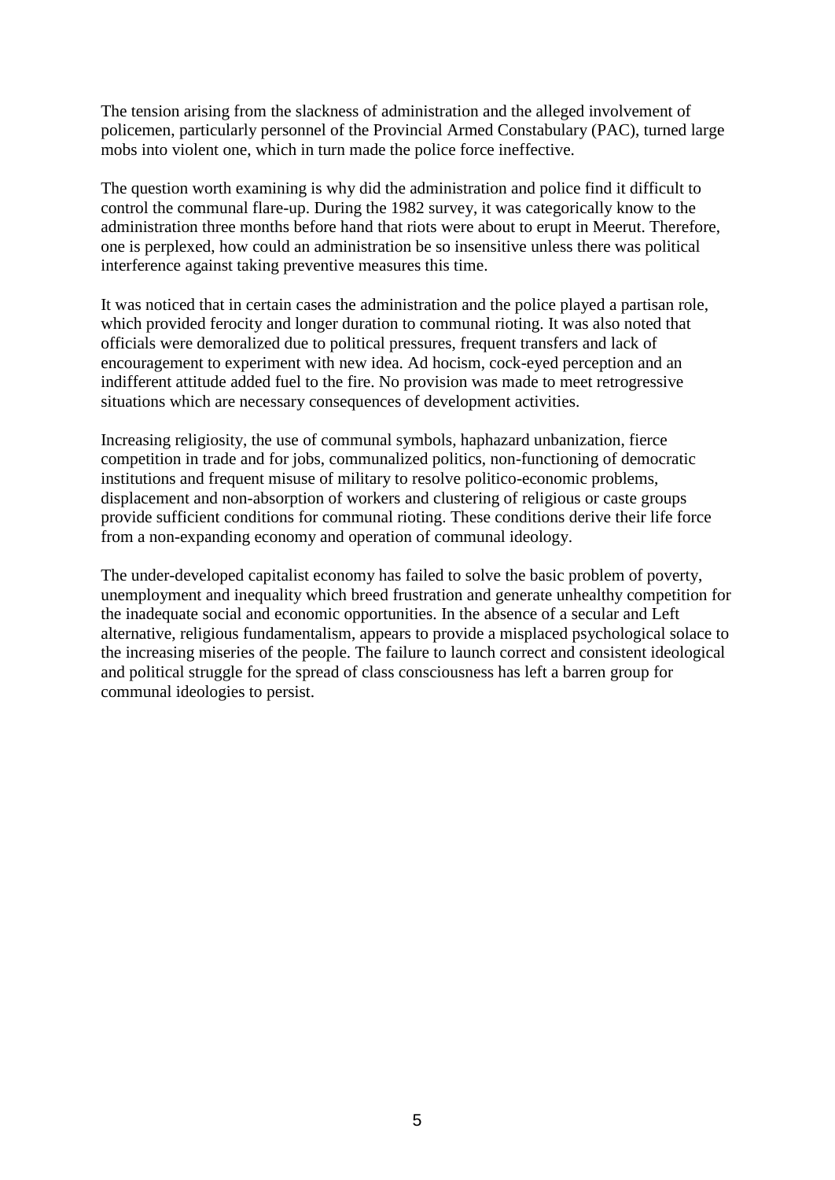The tension arising from the slackness of administration and the alleged involvement of policemen, particularly personnel of the Provincial Armed Constabulary (PAC), turned large mobs into violent one, which in turn made the police force ineffective.

The question worth examining is why did the administration and police find it difficult to control the communal flare-up. During the 1982 survey, it was categorically know to the administration three months before hand that riots were about to erupt in Meerut. Therefore, one is perplexed, how could an administration be so insensitive unless there was political interference against taking preventive measures this time.

It was noticed that in certain cases the administration and the police played a partisan role, which provided ferocity and longer duration to communal rioting. It was also noted that officials were demoralized due to political pressures, frequent transfers and lack of encouragement to experiment with new idea. Ad hocism, cock-eyed perception and an indifferent attitude added fuel to the fire. No provision was made to meet retrogressive situations which are necessary consequences of development activities.

Increasing religiosity, the use of communal symbols, haphazard unbanization, fierce competition in trade and for jobs, communalized politics, non-functioning of democratic institutions and frequent misuse of military to resolve politico-economic problems, displacement and non-absorption of workers and clustering of religious or caste groups provide sufficient conditions for communal rioting. These conditions derive their life force from a non-expanding economy and operation of communal ideology.

The under-developed capitalist economy has failed to solve the basic problem of poverty, unemployment and inequality which breed frustration and generate unhealthy competition for the inadequate social and economic opportunities. In the absence of a secular and Left alternative, religious fundamentalism, appears to provide a misplaced psychological solace to the increasing miseries of the people. The failure to launch correct and consistent ideological and political struggle for the spread of class consciousness has left a barren group for communal ideologies to persist.